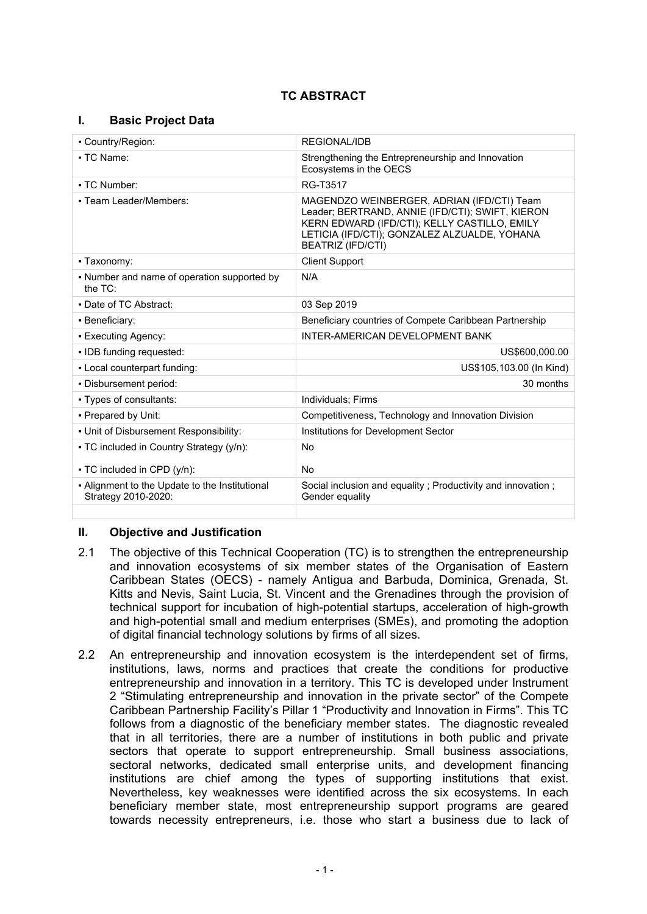# TC ABSTRACT

## I. Basic Project Data

| | |
|---|---|
| ▪ Country/Region: | REGIONAL/IDB |
| ▪ TC Name: | Strengthening the Entrepreneurship and Innovation Ecosystems in the OECS |
| ▪ TC Number: | RG-T3517 |
| ▪ Team Leader/Members: | MAGENDZO WEINBERGER, ADRIAN (IFD/CTI) Team Leader; BERTRAND, ANNIE (IFD/CTI); SWIFT, KIERON KERN EDWARD (IFD/CTI); KELLY CASTILLO, EMILY LETICIA (IFD/CTI); GONZALEZ ALZUALDE, YOHANA BEATRIZ (IFD/CTI) |
| ▪ Taxonomy: | Client Support |
| ▪ Number and name of operation supported by the TC: | N/A |
| ▪ Date of TC Abstract: | 03 Sep 2019 |
| ▪ Beneficiary: | Beneficiary countries of Compete Caribbean Partnership |
| ▪ Executing Agency: | INTER-AMERICAN DEVELOPMENT BANK |
| ▪ IDB funding requested: | US$600,000.00 |
| ▪ Local counterpart funding: | US$105,103.00 (In Kind) |
| ▪ Disbursement period: | 30 months |
| ▪ Types of consultants: | Individuals; Firms |
| ▪ Prepared by Unit: | Competitiveness, Technology and Innovation Division |
| ▪ Unit of Disbursement Responsibility: | Institutions for Development Sector |
| ▪ TC included in Country Strategy (y/n): | No |
| ▪ TC included in CPD (y/n): | No |
| ▪ Alignment to the Update to the Institutional Strategy 2010-2020: | Social inclusion and equality ; Productivity and innovation ; Gender equality |

## II. Objective and Justification

2.1 The objective of this Technical Cooperation (TC) is to strengthen the entrepreneurship and innovation ecosystems of six member states of the Organisation of Eastern Caribbean States (OECS) - namely Antigua and Barbuda, Dominica, Grenada, St. Kitts and Nevis, Saint Lucia, St. Vincent and the Grenadines through the provision of technical support for incubation of high-potential startups, acceleration of high-growth and high-potential small and medium enterprises (SMEs), and promoting the adoption of digital financial technology solutions by firms of all sizes.

2.2 An entrepreneurship and innovation ecosystem is the interdependent set of firms, institutions, laws, norms and practices that create the conditions for productive entrepreneurship and innovation in a territory. This TC is developed under Instrument 2 "Stimulating entrepreneurship and innovation in the private sector" of the Compete Caribbean Partnership Facility's Pillar 1 "Productivity and Innovation in Firms". This TC follows from a diagnostic of the beneficiary member states. The diagnostic revealed that in all territories, there are a number of institutions in both public and private sectors that operate to support entrepreneurship. Small business associations, sectoral networks, dedicated small enterprise units, and development financing institutions are chief among the types of supporting institutions that exist. Nevertheless, key weaknesses were identified across the six ecosystems. In each beneficiary member state, most entrepreneurship support programs are geared towards necessity entrepreneurs, i.e. those who start a business due to lack of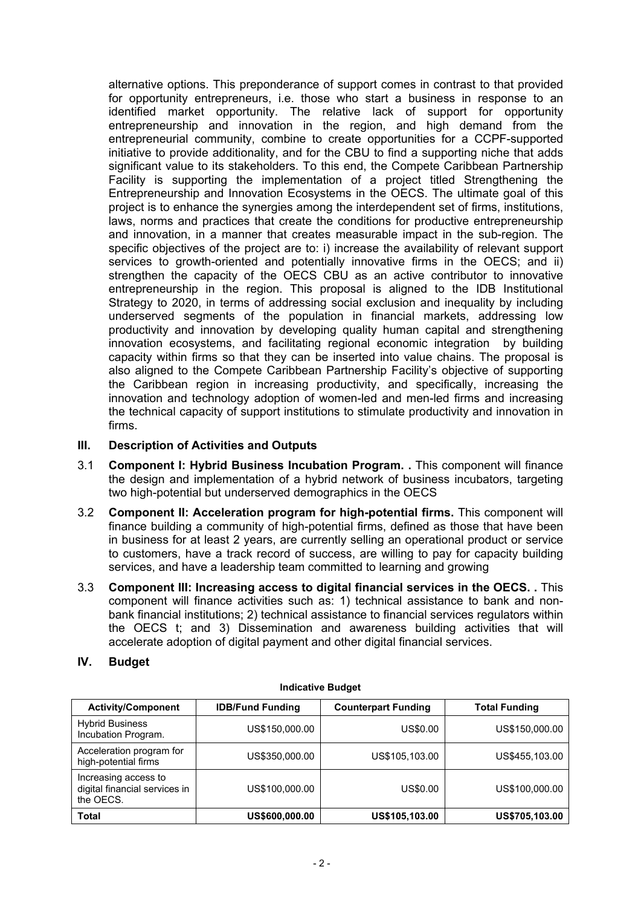alternative options. This preponderance of support comes in contrast to that provided for opportunity entrepreneurs, i.e. those who start a business in response to an identified market opportunity. The relative lack of support for opportunity entrepreneurship and innovation in the region, and high demand from the entrepreneurial community, combine to create opportunities for a CCPF-supported initiative to provide additionality, and for the CBU to find a supporting niche that adds significant value to its stakeholders. To this end, the Compete Caribbean Partnership Facility is supporting the implementation of a project titled Strengthening the Entrepreneurship and Innovation Ecosystems in the OECS. The ultimate goal of this project is to enhance the synergies among the interdependent set of firms, institutions, laws, norms and practices that create the conditions for productive entrepreneurship and innovation, in a manner that creates measurable impact in the sub-region. The specific objectives of the project are to: i) increase the availability of relevant support services to growth-oriented and potentially innovative firms in the OECS; and ii) strengthen the capacity of the OECS CBU as an active contributor to innovative entrepreneurship in the region. This proposal is aligned to the IDB Institutional Strategy to 2020, in terms of addressing social exclusion and inequality by including underserved segments of the population in financial markets, addressing low productivity and innovation by developing quality human capital and strengthening innovation ecosystems, and facilitating regional economic integration by building capacity within firms so that they can be inserted into value chains. The proposal is also aligned to the Compete Caribbean Partnership Facility's objective of supporting the Caribbean region in increasing productivity, and specifically, increasing the innovation and technology adoption of women-led and men-led firms and increasing the technical capacity of support institutions to stimulate productivity and innovation in firms.

## III. Description of Activities and Outputs

3.1 **Component I: Hybrid Business Incubation Program. .** This component will finance the design and implementation of a hybrid network of business incubators, targeting two high-potential but underserved demographics in the OECS

3.2 **Component II: Acceleration program for high-potential firms.** This component will finance building a community of high-potential firms, defined as those that have been in business for at least 2 years, are currently selling an operational product or service to customers, have a track record of success, are willing to pay for capacity building services, and have a leadership team committed to learning and growing

3.3 **Component III: Increasing access to digital financial services in the OECS. .** This component will finance activities such as: 1) technical assistance to bank and non-bank financial institutions; 2) technical assistance to financial services regulators within the OECS t; and 3) Dissemination and awareness building activities that will accelerate adoption of digital payment and other digital financial services.

## IV. Budget

**Indicative Budget**

| Activity/Component | IDB/Fund Funding | Counterpart Funding | Total Funding |
|---|---|---|---|
| Hybrid Business Incubation Program. | US$150,000.00 | US$0.00 | US$150,000.00 |
| Acceleration program for high-potential firms | US$350,000.00 | US$105,103.00 | US$455,103.00 |
| Increasing access to digital financial services in the OECS. | US$100,000.00 | US$0.00 | US$100,000.00 |
| **Total** | **US$600,000.00** | **US$105,103.00** | **US$705,103.00** |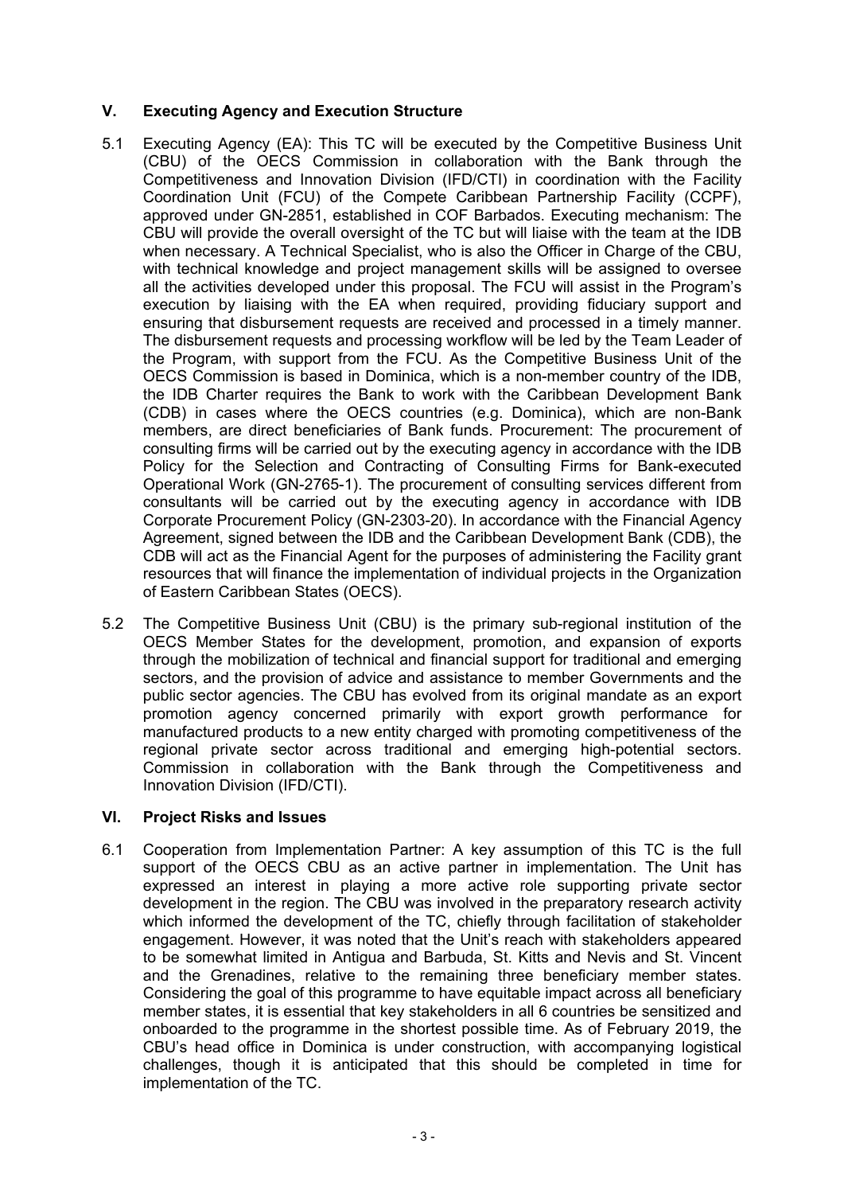## V. Executing Agency and Execution Structure

5.1 Executing Agency (EA): This TC will be executed by the Competitive Business Unit (CBU) of the OECS Commission in collaboration with the Bank through the Competitiveness and Innovation Division (IFD/CTI) in coordination with the Facility Coordination Unit (FCU) of the Compete Caribbean Partnership Facility (CCPF), approved under GN-2851, established in COF Barbados. Executing mechanism: The CBU will provide the overall oversight of the TC but will liaise with the team at the IDB when necessary. A Technical Specialist, who is also the Officer in Charge of the CBU, with technical knowledge and project management skills will be assigned to oversee all the activities developed under this proposal. The FCU will assist in the Program's execution by liaising with the EA when required, providing fiduciary support and ensuring that disbursement requests are received and processed in a timely manner. The disbursement requests and processing workflow will be led by the Team Leader of the Program, with support from the FCU. As the Competitive Business Unit of the OECS Commission is based in Dominica, which is a non-member country of the IDB, the IDB Charter requires the Bank to work with the Caribbean Development Bank (CDB) in cases where the OECS countries (e.g. Dominica), which are non-Bank members, are direct beneficiaries of Bank funds. Procurement: The procurement of consulting firms will be carried out by the executing agency in accordance with the IDB Policy for the Selection and Contracting of Consulting Firms for Bank-executed Operational Work (GN-2765-1). The procurement of consulting services different from consultants will be carried out by the executing agency in accordance with IDB Corporate Procurement Policy (GN-2303-20). In accordance with the Financial Agency Agreement, signed between the IDB and the Caribbean Development Bank (CDB), the CDB will act as the Financial Agent for the purposes of administering the Facility grant resources that will finance the implementation of individual projects in the Organization of Eastern Caribbean States (OECS).

5.2 The Competitive Business Unit (CBU) is the primary sub-regional institution of the OECS Member States for the development, promotion, and expansion of exports through the mobilization of technical and financial support for traditional and emerging sectors, and the provision of advice and assistance to member Governments and the public sector agencies. The CBU has evolved from its original mandate as an export promotion agency concerned primarily with export growth performance for manufactured products to a new entity charged with promoting competitiveness of the regional private sector across traditional and emerging high-potential sectors. Commission in collaboration with the Bank through the Competitiveness and Innovation Division (IFD/CTI).

## VI. Project Risks and Issues

6.1 Cooperation from Implementation Partner: A key assumption of this TC is the full support of the OECS CBU as an active partner in implementation. The Unit has expressed an interest in playing a more active role supporting private sector development in the region. The CBU was involved in the preparatory research activity which informed the development of the TC, chiefly through facilitation of stakeholder engagement. However, it was noted that the Unit's reach with stakeholders appeared to be somewhat limited in Antigua and Barbuda, St. Kitts and Nevis and St. Vincent and the Grenadines, relative to the remaining three beneficiary member states. Considering the goal of this programme to have equitable impact across all beneficiary member states, it is essential that key stakeholders in all 6 countries be sensitized and onboarded to the programme in the shortest possible time. As of February 2019, the CBU's head office in Dominica is under construction, with accompanying logistical challenges, though it is anticipated that this should be completed in time for implementation of the TC.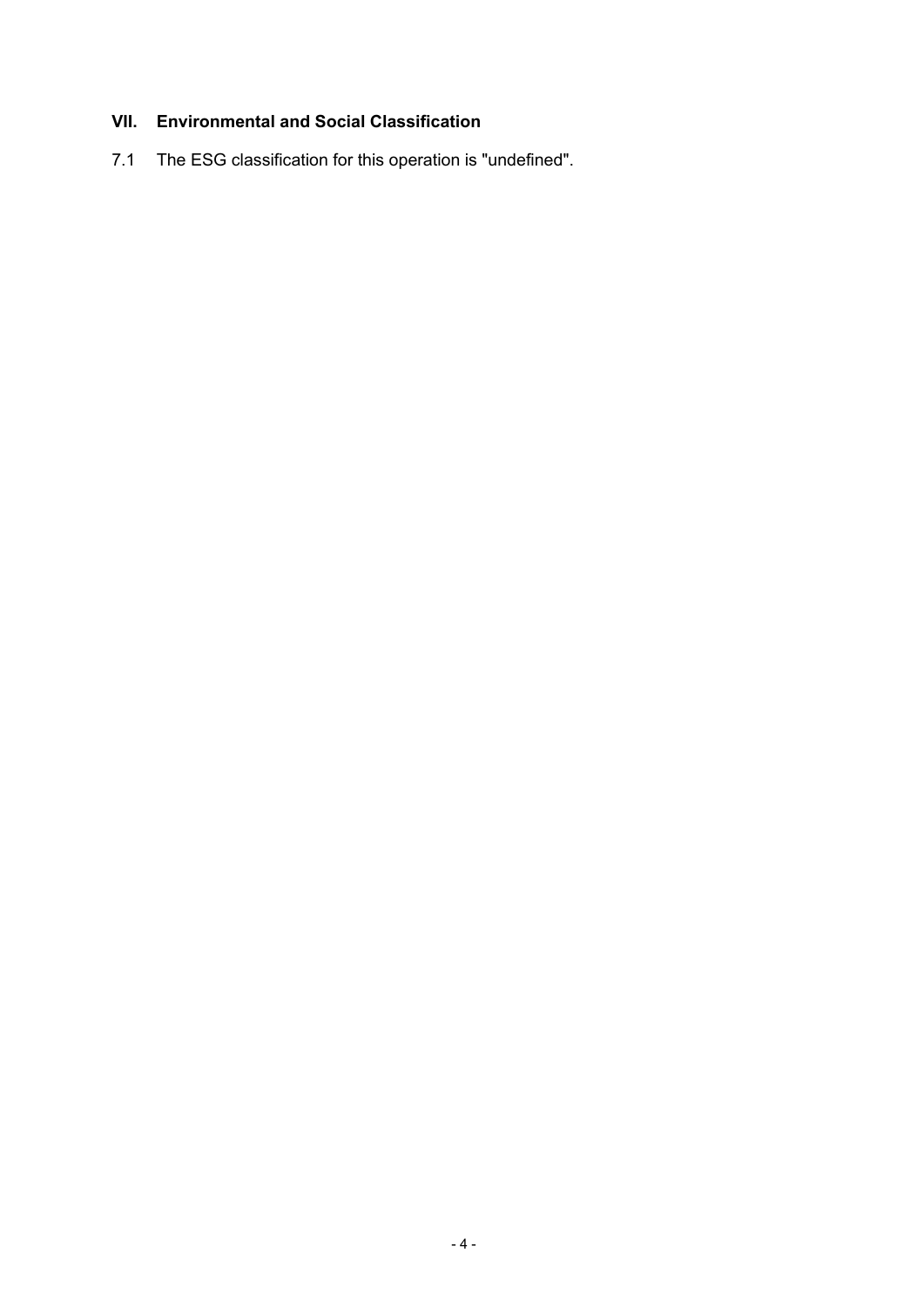## VII. Environmental and Social Classification

7.1 The ESG classification for this operation is "undefined".